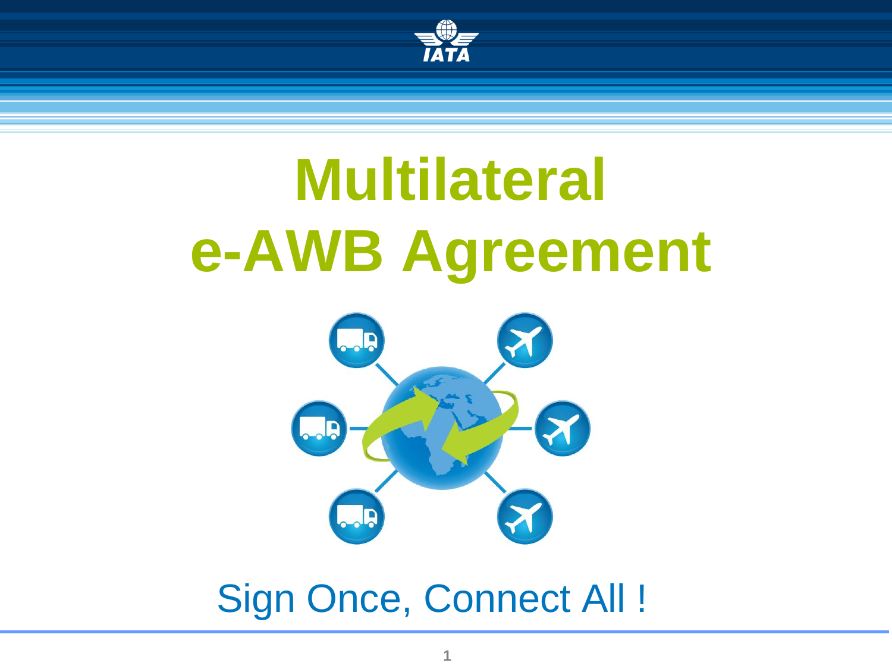# Multilateral e-AWB Agreement

Sign Once, Connect All !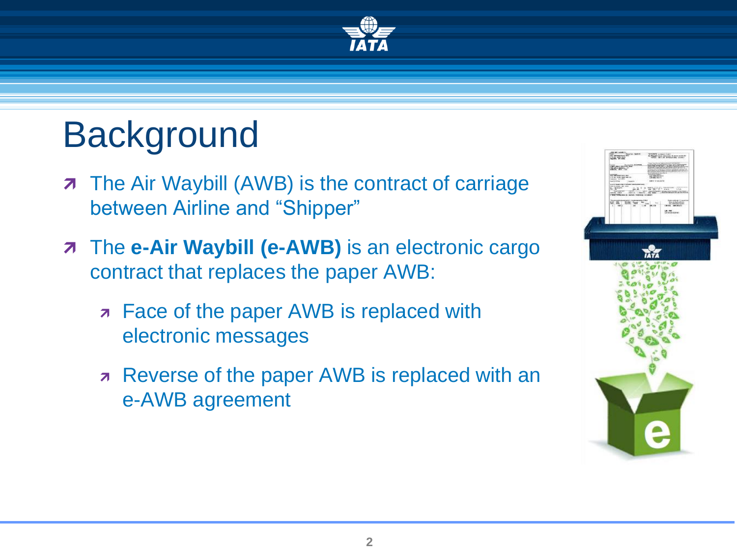# Background

- The Air Waybill (AWB) is the contract of carriage between Airline and "Shipper"
- The **e-Air Waybill (e-AWB)** is an electronic cargo contract that replaces the paper AWB:
  - Face of the paper AWB is replaced with electronic messages
  - Reverse of the paper AWB is replaced with an e-AWB agreement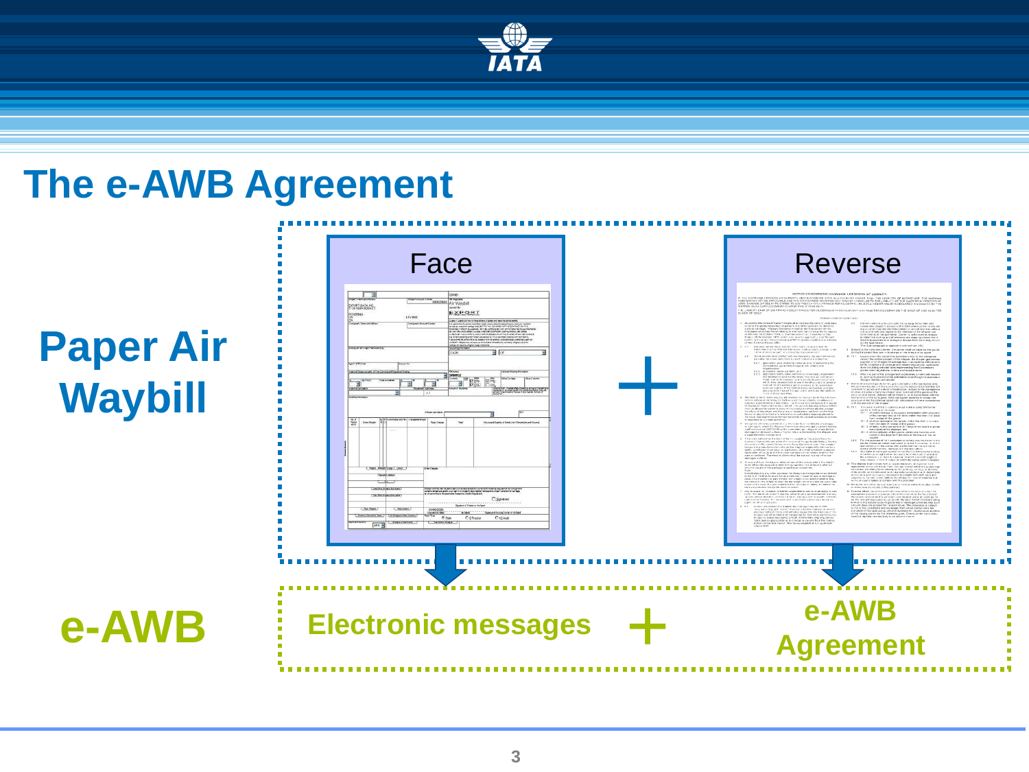# The e-AWB Agreement

**Paper Air Waybill**

Face + Reverse

**e-AWB**

Electronic messages + e-AWB Agreement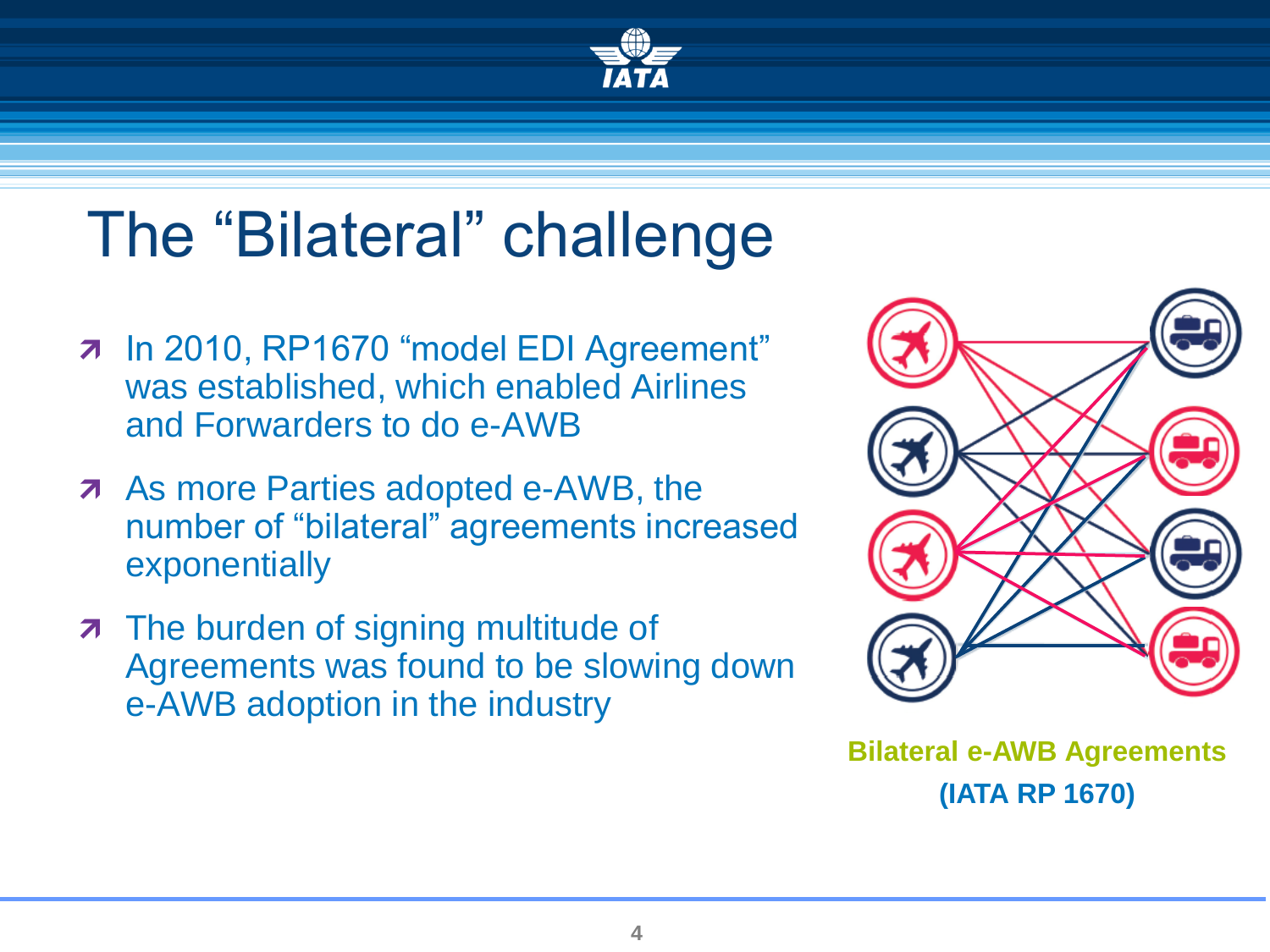# The “Bilateral” challenge

- In 2010, RP1670 “model EDI Agreement” was established, which enabled Airlines and Forwarders to do e-AWB
- As more Parties adopted e-AWB, the number of “bilateral” agreements increased exponentially
- The burden of signing multitude of Agreements was found to be slowing down e-AWB adoption in the industry

**Bilateral e-AWB Agreements**

**(IATA RP 1670)**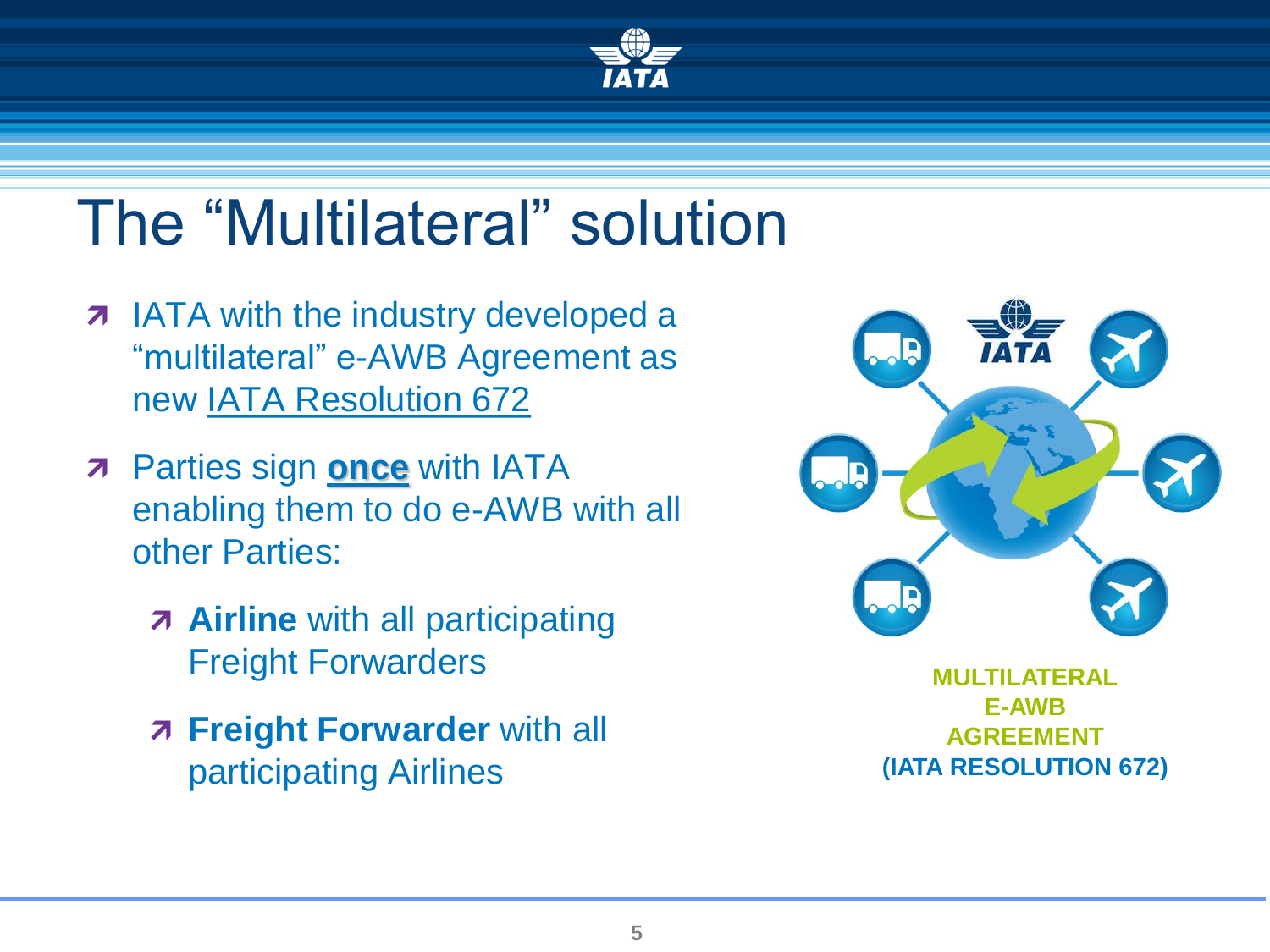# The "Multilateral" solution

- IATA with the industry developed a "multilateral" e-AWB Agreement as new IATA Resolution 672
- Parties sign **once** with IATA enabling them to do e-AWB with all other Parties:
  - **Airline** with all participating Freight Forwarders
  - **Freight Forwarder** with all participating Airlines

**MULTILATERAL E-AWB AGREEMENT (IATA RESOLUTION 672)**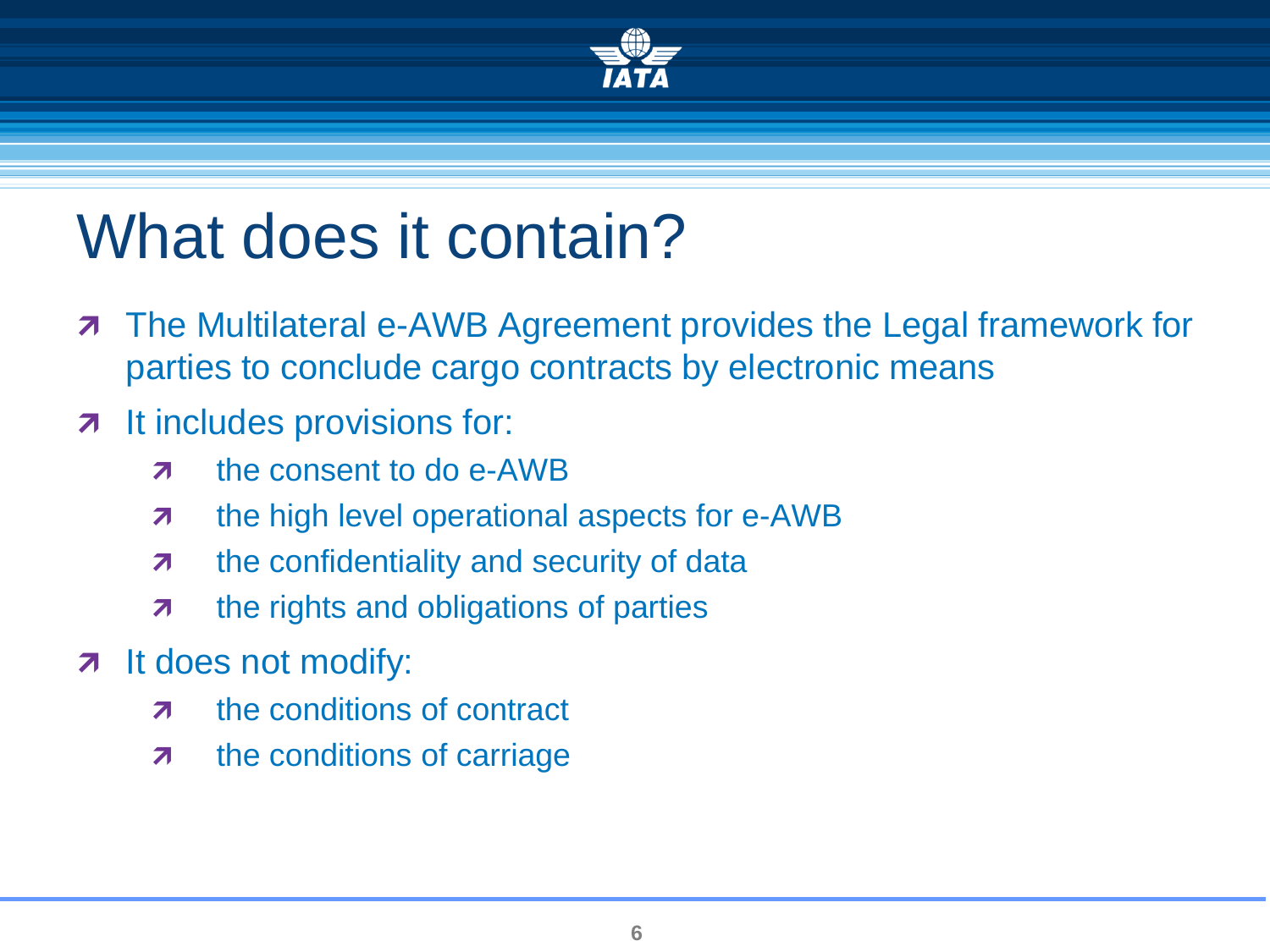# What does it contain?

- The Multilateral e-AWB Agreement provides the Legal framework for parties to conclude cargo contracts by electronic means
- It includes provisions for:
  - the consent to do e-AWB
  - the high level operational aspects for e-AWB
  - the confidentiality and security of data
  - the rights and obligations of parties
- It does not modify:
  - the conditions of contract
  - the conditions of carriage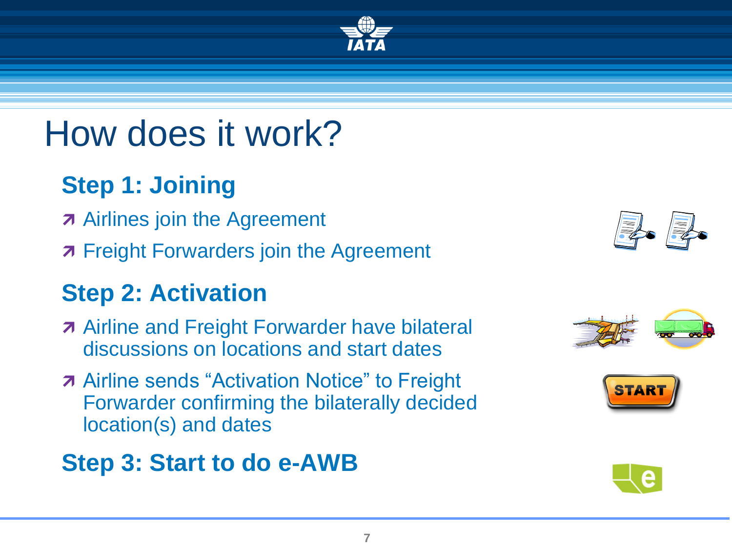# How does it work?

## Step 1: Joining

- Airlines join the Agreement
- Freight Forwarders join the Agreement

## Step 2: Activation

- Airline and Freight Forwarder have bilateral discussions on locations and start dates
- Airline sends “Activation Notice” to Freight Forwarder confirming the bilaterally decided location(s) and dates

## Step 3: Start to do e-AWB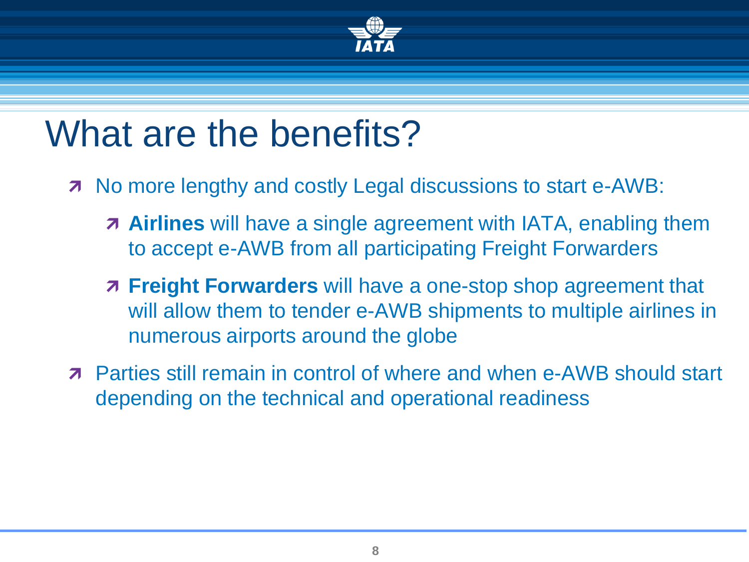# What are the benefits?

- No more lengthy and costly Legal discussions to start e-AWB:
  - **Airlines** will have a single agreement with IATA, enabling them to accept e-AWB from all participating Freight Forwarders
  - **Freight Forwarders** will have a one-stop shop agreement that will allow them to tender e-AWB shipments to multiple airlines in numerous airports around the globe
- Parties still remain in control of where and when e-AWB should start depending on the technical and operational readiness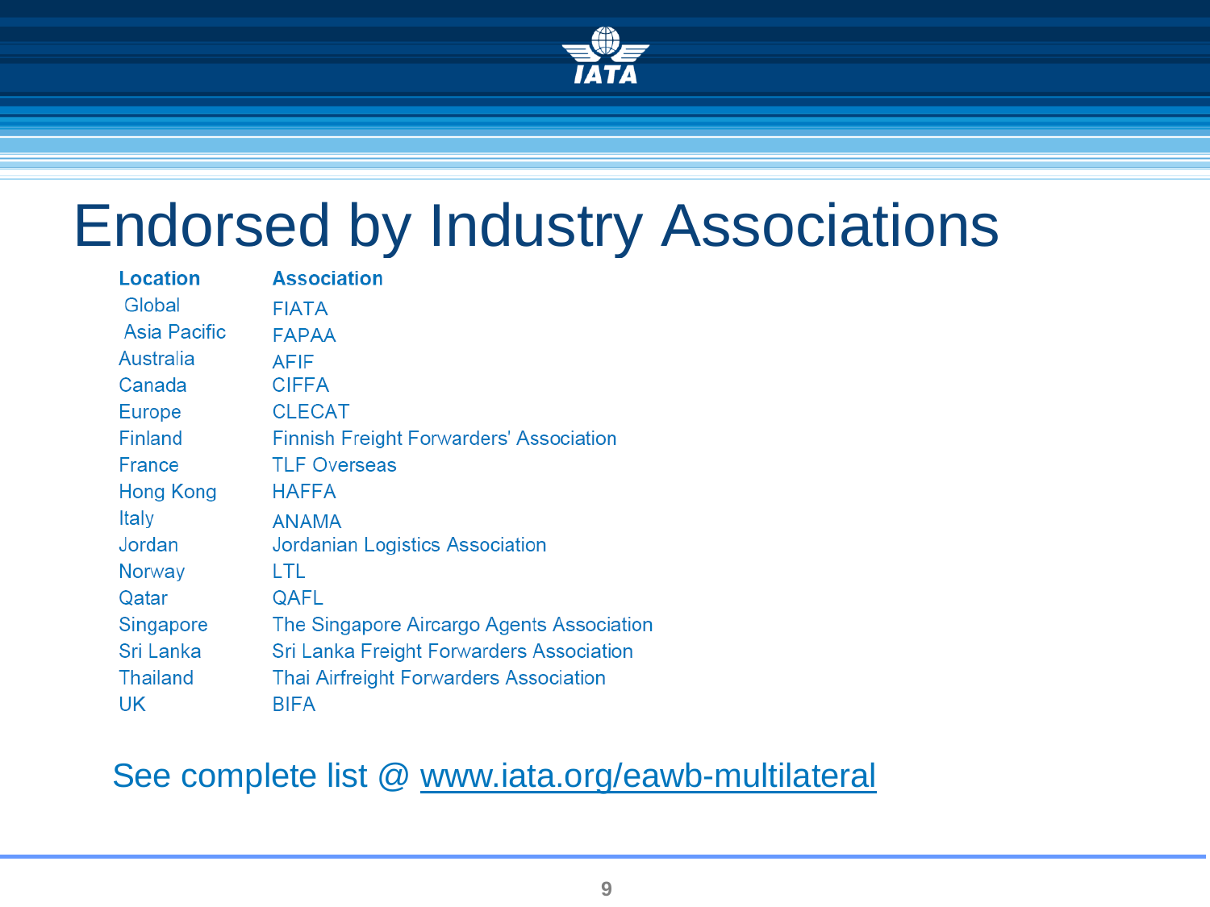# Endorsed by Industry Associations

| Location | Association |
|---|---|
| Global | FIATA |
| Asia Pacific | FAPAA |
| Australia | AFIF |
| Canada | CIFFA |
| Europe | CLECAT |
| Finland | Finnish Freight Forwarders' Association |
| France | TLF Overseas |
| Hong Kong | HAFFA |
| Italy | ANAMA |
| Jordan | Jordanian Logistics Association |
| Norway | LTL |
| Qatar | QAFL |
| Singapore | The Singapore Aircargo Agents Association |
| Sri Lanka | Sri Lanka Freight Forwarders Association |
| Thailand | Thai Airfreight Forwarders Association |
| UK | BIFA |

See complete list @ www.iata.org/eawb-multilateral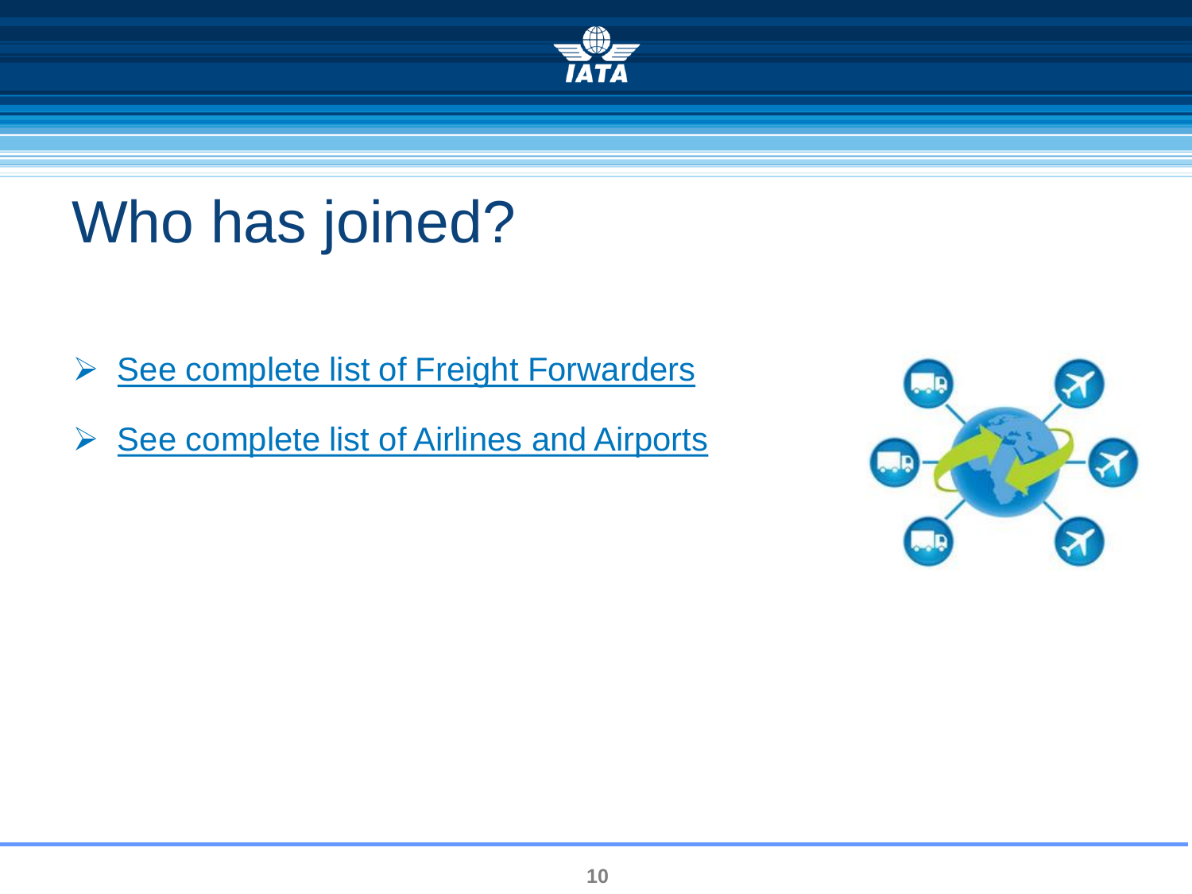# Who has joined?

- See complete list of Freight Forwarders
- See complete list of Airlines and Airports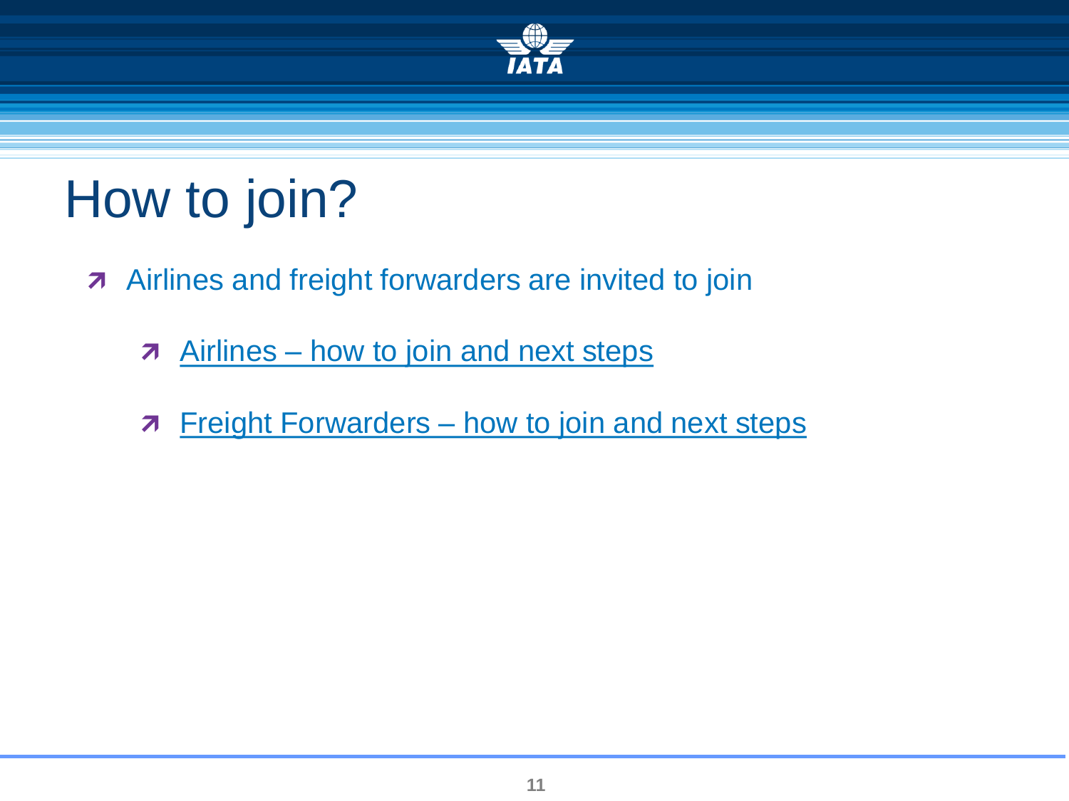# How to join?

- Airlines and freight forwarders are invited to join
  - Airlines – how to join and next steps
  - Freight Forwarders – how to join and next steps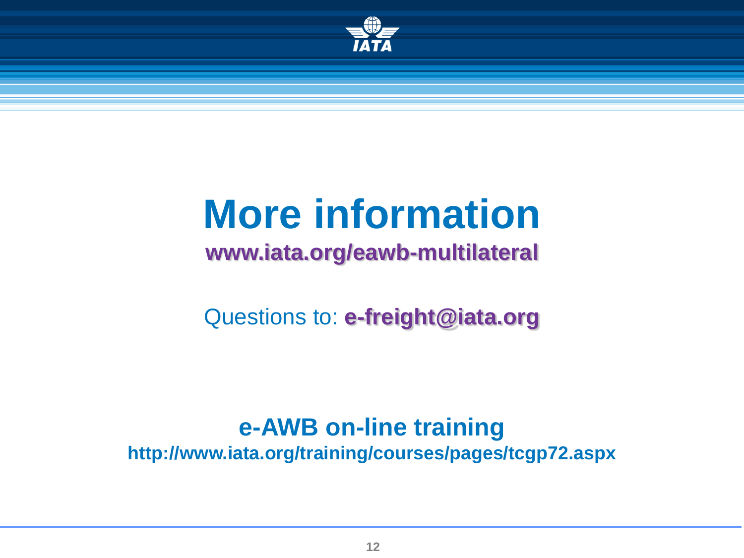# More information

**www.iata.org/eawb-multilateral**

Questions to: **e-freight@iata.org**

## e-AWB on-line training

**http://www.iata.org/training/courses/pages/tcgp72.aspx**